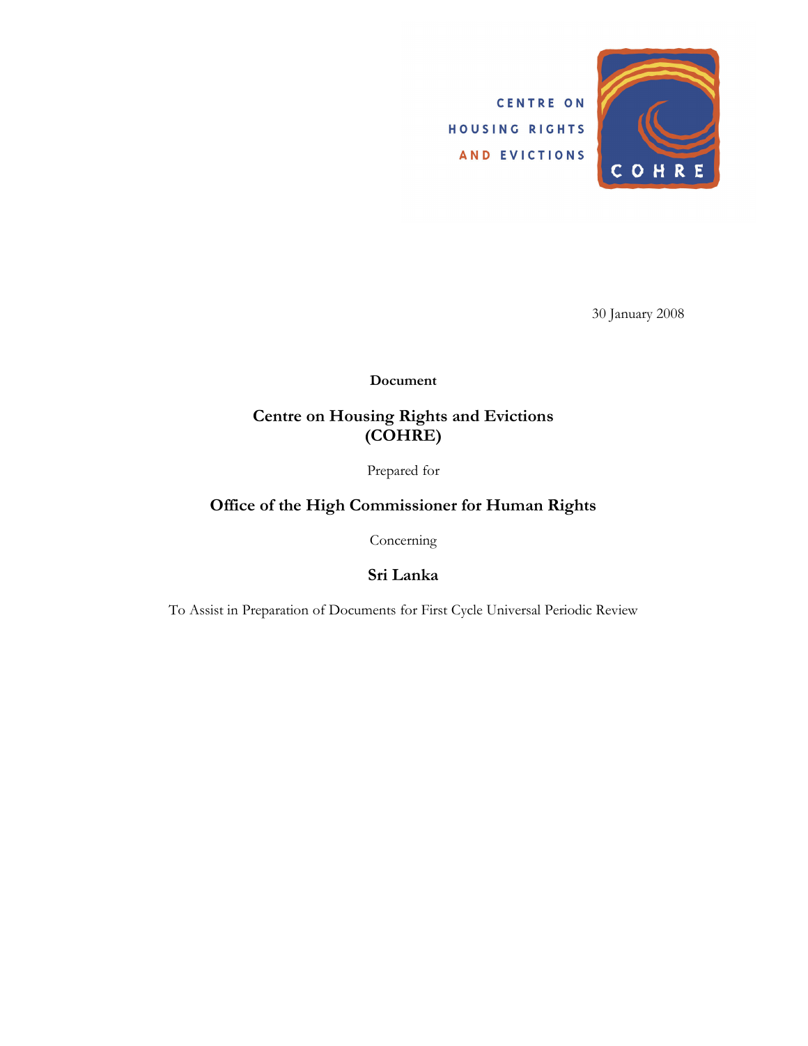CENTRE ON HOUSING RIGHTS AND EVICTIONS

COHRE

30 January 2008

**Document**

## Centre on Housing Rights and Evictions (COHRE)

Prepared for

## Office of the High Commissioner for Human Rights

Concerning

## Sri Lanka

To Assist in Preparation of Documents for First Cycle Universal Periodic Review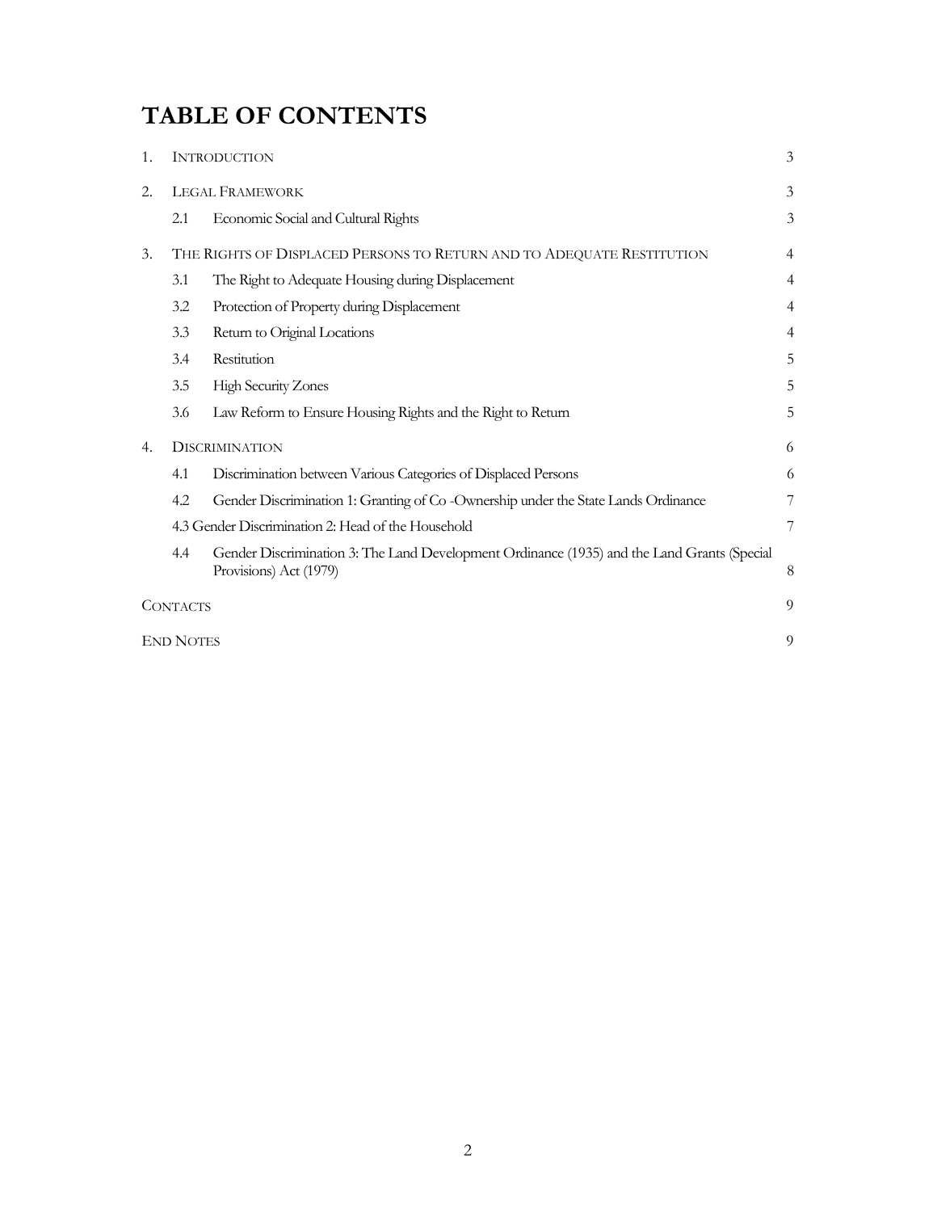# TABLE OF CONTENTS

| | | | |
|---|---|---|---|
| 1. | Introduction | | 3 |
| 2. | Legal Framework | | 3 |
| | 2.1 | Economic Social and Cultural Rights | 3 |
| 3. | The Rights of Displaced Persons to Return and to Adequate Restitution | | 4 |
| | 3.1 | The Right to Adequate Housing during Displacement | 4 |
| | 3.2 | Protection of Property during Displacement | 4 |
| | 3.3 | Return to Original Locations | 4 |
| | 3.4 | Restitution | 5 |
| | 3.5 | High Security Zones | 5 |
| | 3.6 | Law Reform to Ensure Housing Rights and the Right to Return | 5 |
| 4. | Discrimination | | 6 |
| | 4.1 | Discrimination between Various Categories of Displaced Persons | 6 |
| | 4.2 | Gender Discrimination 1: Granting of Co -Ownership under the State Lands Ordinance | 7 |
| | 4.3 Gender Discrimination 2: Head of the Household | | 7 |
| | 4.4 | Gender Discrimination 3: The Land Development Ordinance (1935) and the Land Grants (Special Provisions) Act (1979) | 8 |
| Contacts | | | 9 |
| End Notes | | | 9 |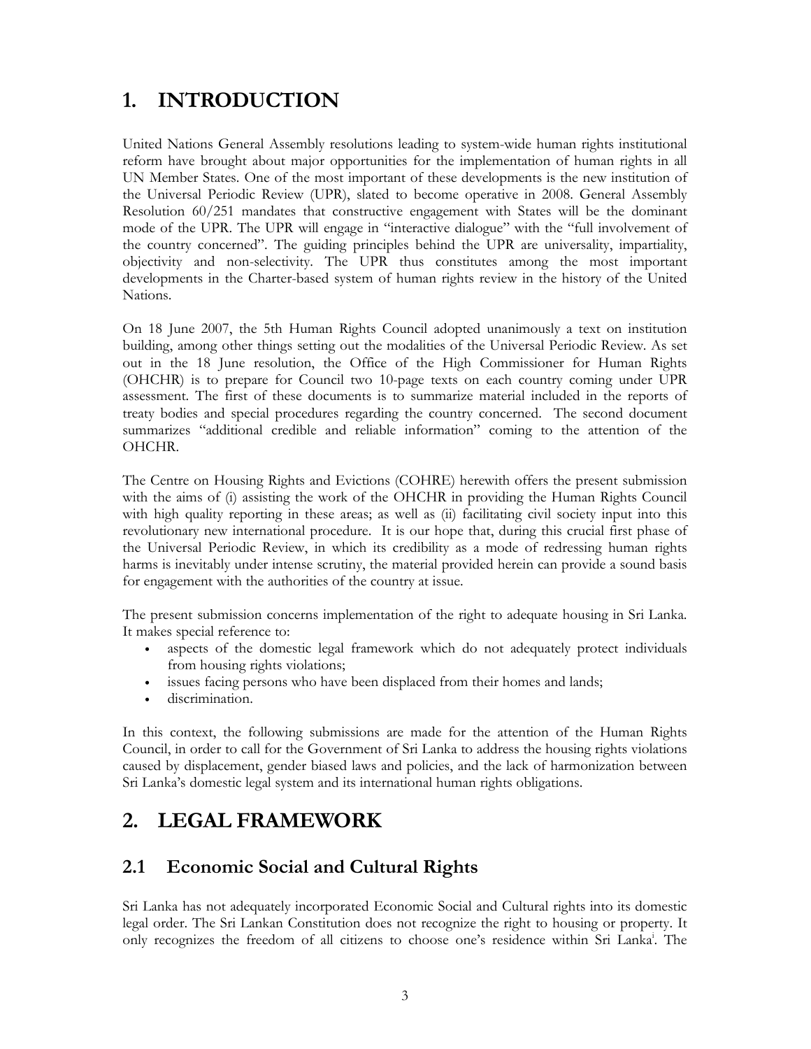# 1. INTRODUCTION

United Nations General Assembly resolutions leading to system-wide human rights institutional reform have brought about major opportunities for the implementation of human rights in all UN Member States. One of the most important of these developments is the new institution of the Universal Periodic Review (UPR), slated to become operative in 2008. General Assembly Resolution 60/251 mandates that constructive engagement with States will be the dominant mode of the UPR. The UPR will engage in "interactive dialogue" with the "full involvement of the country concerned". The guiding principles behind the UPR are universality, impartiality, objectivity and non-selectivity. The UPR thus constitutes among the most important developments in the Charter-based system of human rights review in the history of the United Nations.

On 18 June 2007, the 5th Human Rights Council adopted unanimously a text on institution building, among other things setting out the modalities of the Universal Periodic Review. As set out in the 18 June resolution, the Office of the High Commissioner for Human Rights (OHCHR) is to prepare for Council two 10-page texts on each country coming under UPR assessment. The first of these documents is to summarize material included in the reports of treaty bodies and special procedures regarding the country concerned. The second document summarizes "additional credible and reliable information" coming to the attention of the OHCHR.

The Centre on Housing Rights and Evictions (COHRE) herewith offers the present submission with the aims of (i) assisting the work of the OHCHR in providing the Human Rights Council with high quality reporting in these areas; as well as (ii) facilitating civil society input into this revolutionary new international procedure. It is our hope that, during this crucial first phase of the Universal Periodic Review, in which its credibility as a mode of redressing human rights harms is inevitably under intense scrutiny, the material provided herein can provide a sound basis for engagement with the authorities of the country at issue.

The present submission concerns implementation of the right to adequate housing in Sri Lanka. It makes special reference to:

- aspects of the domestic legal framework which do not adequately protect individuals from housing rights violations;
- issues facing persons who have been displaced from their homes and lands;
- discrimination.

In this context, the following submissions are made for the attention of the Human Rights Council, in order to call for the Government of Sri Lanka to address the housing rights violations caused by displacement, gender biased laws and policies, and the lack of harmonization between Sri Lanka's domestic legal system and its international human rights obligations.

# 2. LEGAL FRAMEWORK

## 2.1 Economic Social and Cultural Rights

Sri Lanka has not adequately incorporated Economic Social and Cultural rights into its domestic legal order. The Sri Lankan Constitution does not recognize the right to housing or property. It only recognizes the freedom of all citizens to choose one's residence within Sri Lanka[i]. The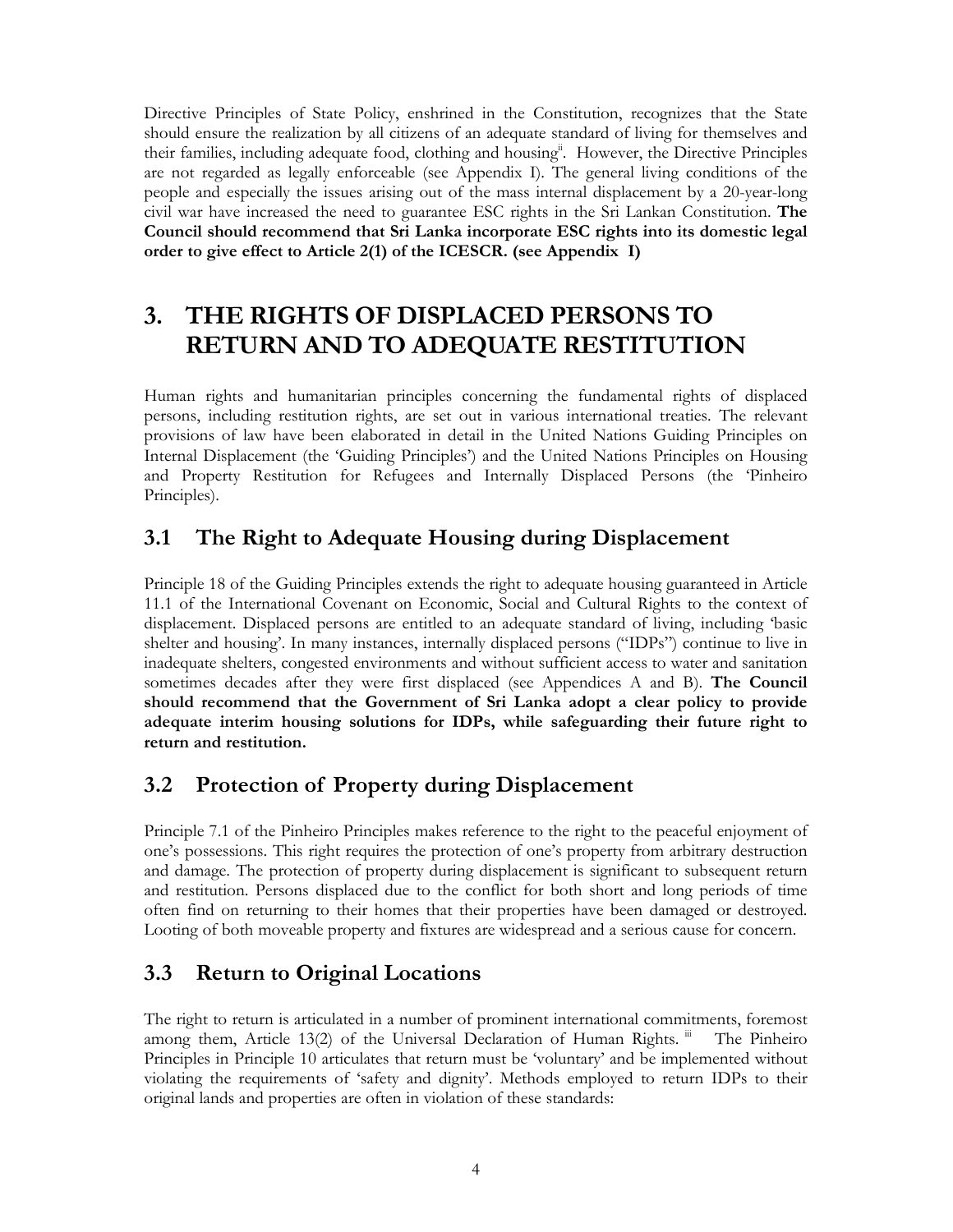Directive Principles of State Policy, enshrined in the Constitution, recognizes that the State should ensure the realization by all citizens of an adequate standard of living for themselves and their families, including adequate food, clothing and housing[ii]. However, the Directive Principles are not regarded as legally enforceable (see Appendix I). The general living conditions of the people and especially the issues arising out of the mass internal displacement by a 20-year-long civil war have increased the need to guarantee ESC rights in the Sri Lankan Constitution. **The Council should recommend that Sri Lanka incorporate ESC rights into its domestic legal order to give effect to Article 2(1) of the ICESCR. (see Appendix I)**

# 3. THE RIGHTS OF DISPLACED PERSONS TO RETURN AND TO ADEQUATE RESTITUTION

Human rights and humanitarian principles concerning the fundamental rights of displaced persons, including restitution rights, are set out in various international treaties. The relevant provisions of law have been elaborated in detail in the United Nations Guiding Principles on Internal Displacement (the 'Guiding Principles') and the United Nations Principles on Housing and Property Restitution for Refugees and Internally Displaced Persons (the 'Pinheiro Principles).

## 3.1 The Right to Adequate Housing during Displacement

Principle 18 of the Guiding Principles extends the right to adequate housing guaranteed in Article 11.1 of the International Covenant on Economic, Social and Cultural Rights to the context of displacement. Displaced persons are entitled to an adequate standard of living, including 'basic shelter and housing'. In many instances, internally displaced persons ("IDPs") continue to live in inadequate shelters, congested environments and without sufficient access to water and sanitation sometimes decades after they were first displaced (see Appendices A and B). **The Council should recommend that the Government of Sri Lanka adopt a clear policy to provide adequate interim housing solutions for IDPs, while safeguarding their future right to return and restitution.**

## 3.2 Protection of Property during Displacement

Principle 7.1 of the Pinheiro Principles makes reference to the right to the peaceful enjoyment of one's possessions. This right requires the protection of one's property from arbitrary destruction and damage. The protection of property during displacement is significant to subsequent return and restitution. Persons displaced due to the conflict for both short and long periods of time often find on returning to their homes that their properties have been damaged or destroyed. Looting of both moveable property and fixtures are widespread and a serious cause for concern.

## 3.3 Return to Original Locations

The right to return is articulated in a number of prominent international commitments, foremost among them, Article 13(2) of the Universal Declaration of Human Rights.[iii] The Pinheiro Principles in Principle 10 articulates that return must be 'voluntary' and be implemented without violating the requirements of 'safety and dignity'. Methods employed to return IDPs to their original lands and properties are often in violation of these standards: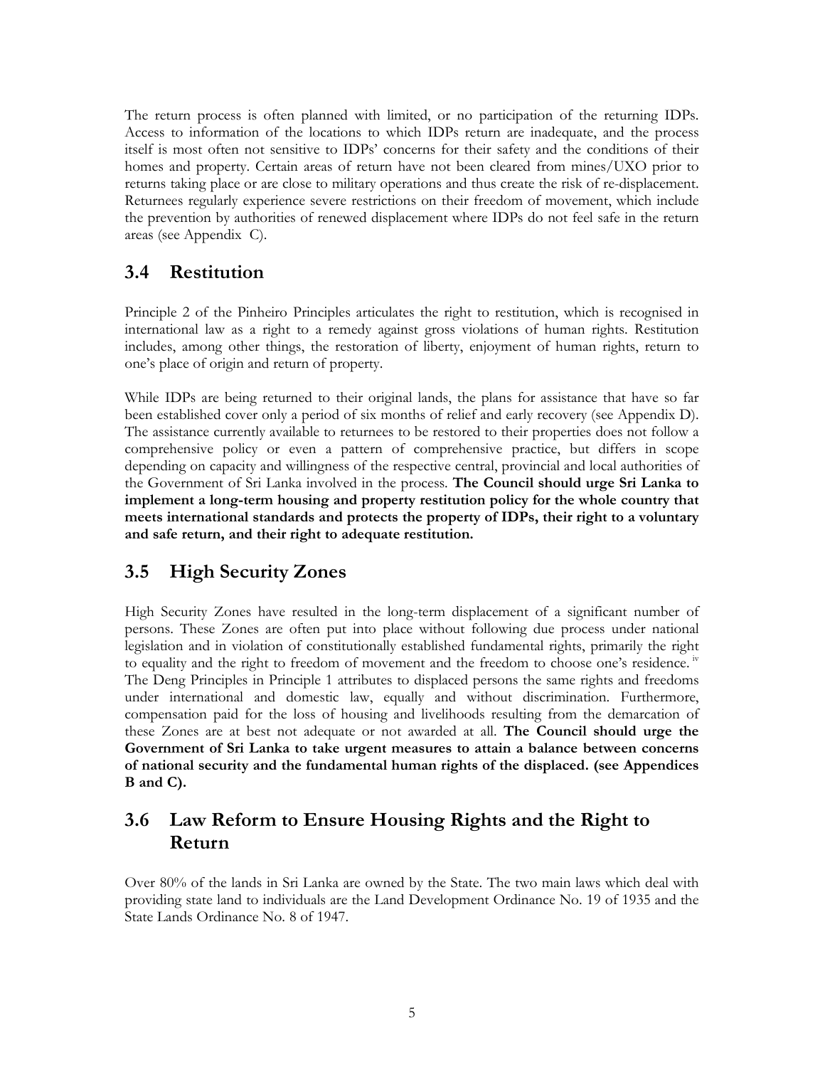The return process is often planned with limited, or no participation of the returning IDPs. Access to information of the locations to which IDPs return are inadequate, and the process itself is most often not sensitive to IDPs' concerns for their safety and the conditions of their homes and property. Certain areas of return have not been cleared from mines/UXO prior to returns taking place or are close to military operations and thus create the risk of re-displacement. Returnees regularly experience severe restrictions on their freedom of movement, which include the prevention by authorities of renewed displacement where IDPs do not feel safe in the return areas (see Appendix C).

## 3.4 Restitution

Principle 2 of the Pinheiro Principles articulates the right to restitution, which is recognised in international law as a right to a remedy against gross violations of human rights. Restitution includes, among other things, the restoration of liberty, enjoyment of human rights, return to one's place of origin and return of property.

While IDPs are being returned to their original lands, the plans for assistance that have so far been established cover only a period of six months of relief and early recovery (see Appendix D). The assistance currently available to returnees to be restored to their properties does not follow a comprehensive policy or even a pattern of comprehensive practice, but differs in scope depending on capacity and willingness of the respective central, provincial and local authorities of the Government of Sri Lanka involved in the process. **The Council should urge Sri Lanka to implement a long-term housing and property restitution policy for the whole country that meets international standards and protects the property of IDPs, their right to a voluntary and safe return, and their right to adequate restitution.**

## 3.5 High Security Zones

High Security Zones have resulted in the long-term displacement of a significant number of persons. These Zones are often put into place without following due process under national legislation and in violation of constitutionally established fundamental rights, primarily the right to equality and the right to freedom of movement and the freedom to choose one's residence.[iv] The Deng Principles in Principle 1 attributes to displaced persons the same rights and freedoms under international and domestic law, equally and without discrimination. Furthermore, compensation paid for the loss of housing and livelihoods resulting from the demarcation of these Zones are at best not adequate or not awarded at all. **The Council should urge the Government of Sri Lanka to take urgent measures to attain a balance between concerns of national security and the fundamental human rights of the displaced. (see Appendices B and C).**

## 3.6 Law Reform to Ensure Housing Rights and the Right to Return

Over 80% of the lands in Sri Lanka are owned by the State. The two main laws which deal with providing state land to individuals are the Land Development Ordinance No. 19 of 1935 and the State Lands Ordinance No. 8 of 1947.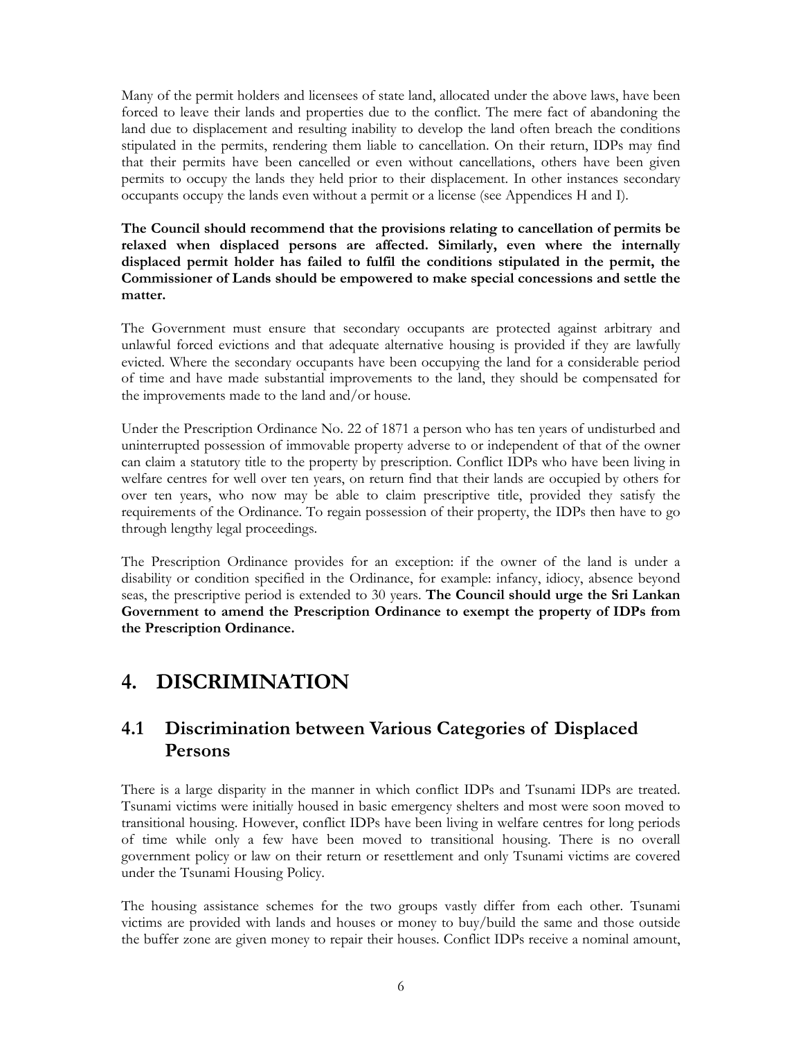Many of the permit holders and licensees of state land, allocated under the above laws, have been forced to leave their lands and properties due to the conflict. The mere fact of abandoning the land due to displacement and resulting inability to develop the land often breach the conditions stipulated in the permits, rendering them liable to cancellation. On their return, IDPs may find that their permits have been cancelled or even without cancellations, others have been given permits to occupy the lands they held prior to their displacement. In other instances secondary occupants occupy the lands even without a permit or a license (see Appendices H and I).

**The Council should recommend that the provisions relating to cancellation of permits be relaxed when displaced persons are affected. Similarly, even where the internally displaced permit holder has failed to fulfil the conditions stipulated in the permit, the Commissioner of Lands should be empowered to make special concessions and settle the matter.**

The Government must ensure that secondary occupants are protected against arbitrary and unlawful forced evictions and that adequate alternative housing is provided if they are lawfully evicted. Where the secondary occupants have been occupying the land for a considerable period of time and have made substantial improvements to the land, they should be compensated for the improvements made to the land and/or house.

Under the Prescription Ordinance No. 22 of 1871 a person who has ten years of undisturbed and uninterrupted possession of immovable property adverse to or independent of that of the owner can claim a statutory title to the property by prescription. Conflict IDPs who have been living in welfare centres for well over ten years, on return find that their lands are occupied by others for over ten years, who now may be able to claim prescriptive title, provided they satisfy the requirements of the Ordinance. To regain possession of their property, the IDPs then have to go through lengthy legal proceedings.

The Prescription Ordinance provides for an exception: if the owner of the land is under a disability or condition specified in the Ordinance, for example: infancy, idiocy, absence beyond seas, the prescriptive period is extended to 30 years. **The Council should urge the Sri Lankan Government to amend the Prescription Ordinance to exempt the property of IDPs from the Prescription Ordinance.**

# 4. DISCRIMINATION

## 4.1 Discrimination between Various Categories of Displaced Persons

There is a large disparity in the manner in which conflict IDPs and Tsunami IDPs are treated. Tsunami victims were initially housed in basic emergency shelters and most were soon moved to transitional housing. However, conflict IDPs have been living in welfare centres for long periods of time while only a few have been moved to transitional housing. There is no overall government policy or law on their return or resettlement and only Tsunami victims are covered under the Tsunami Housing Policy.

The housing assistance schemes for the two groups vastly differ from each other. Tsunami victims are provided with lands and houses or money to buy/build the same and those outside the buffer zone are given money to repair their houses. Conflict IDPs receive a nominal amount,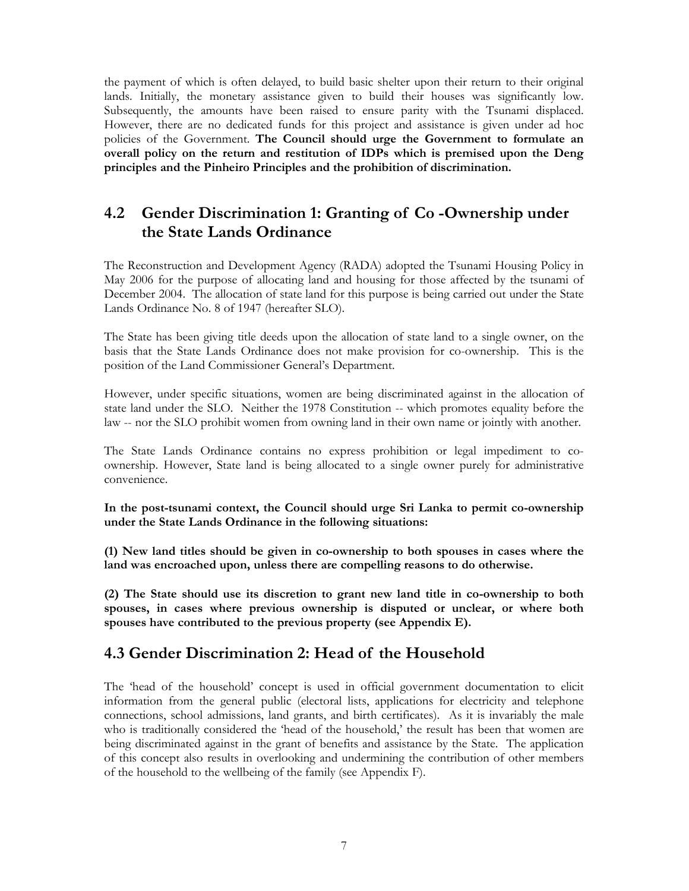the payment of which is often delayed, to build basic shelter upon their return to their original lands. Initially, the monetary assistance given to build their houses was significantly low. Subsequently, the amounts have been raised to ensure parity with the Tsunami displaced. However, there are no dedicated funds for this project and assistance is given under ad hoc policies of the Government. **The Council should urge the Government to formulate an overall policy on the return and restitution of IDPs which is premised upon the Deng principles and the Pinheiro Principles and the prohibition of discrimination.**

## 4.2 Gender Discrimination 1: Granting of Co -Ownership under the State Lands Ordinance

The Reconstruction and Development Agency (RADA) adopted the Tsunami Housing Policy in May 2006 for the purpose of allocating land and housing for those affected by the tsunami of December 2004. The allocation of state land for this purpose is being carried out under the State Lands Ordinance No. 8 of 1947 (hereafter SLO).

The State has been giving title deeds upon the allocation of state land to a single owner, on the basis that the State Lands Ordinance does not make provision for co-ownership. This is the position of the Land Commissioner General's Department.

However, under specific situations, women are being discriminated against in the allocation of state land under the SLO. Neither the 1978 Constitution -- which promotes equality before the law -- nor the SLO prohibit women from owning land in their own name or jointly with another.

The State Lands Ordinance contains no express prohibition or legal impediment to co-ownership. However, State land is being allocated to a single owner purely for administrative convenience.

**In the post-tsunami context, the Council should urge Sri Lanka to permit co-ownership under the State Lands Ordinance in the following situations:**

**(1) New land titles should be given in co-ownership to both spouses in cases where the land was encroached upon, unless there are compelling reasons to do otherwise.**

**(2) The State should use its discretion to grant new land title in co-ownership to both spouses, in cases where previous ownership is disputed or unclear, or where both spouses have contributed to the previous property (see Appendix E).**

## 4.3 Gender Discrimination 2: Head of the Household

The 'head of the household' concept is used in official government documentation to elicit information from the general public (electoral lists, applications for electricity and telephone connections, school admissions, land grants, and birth certificates). As it is invariably the male who is traditionally considered the 'head of the household,' the result has been that women are being discriminated against in the grant of benefits and assistance by the State. The application of this concept also results in overlooking and undermining the contribution of other members of the household to the wellbeing of the family (see Appendix F).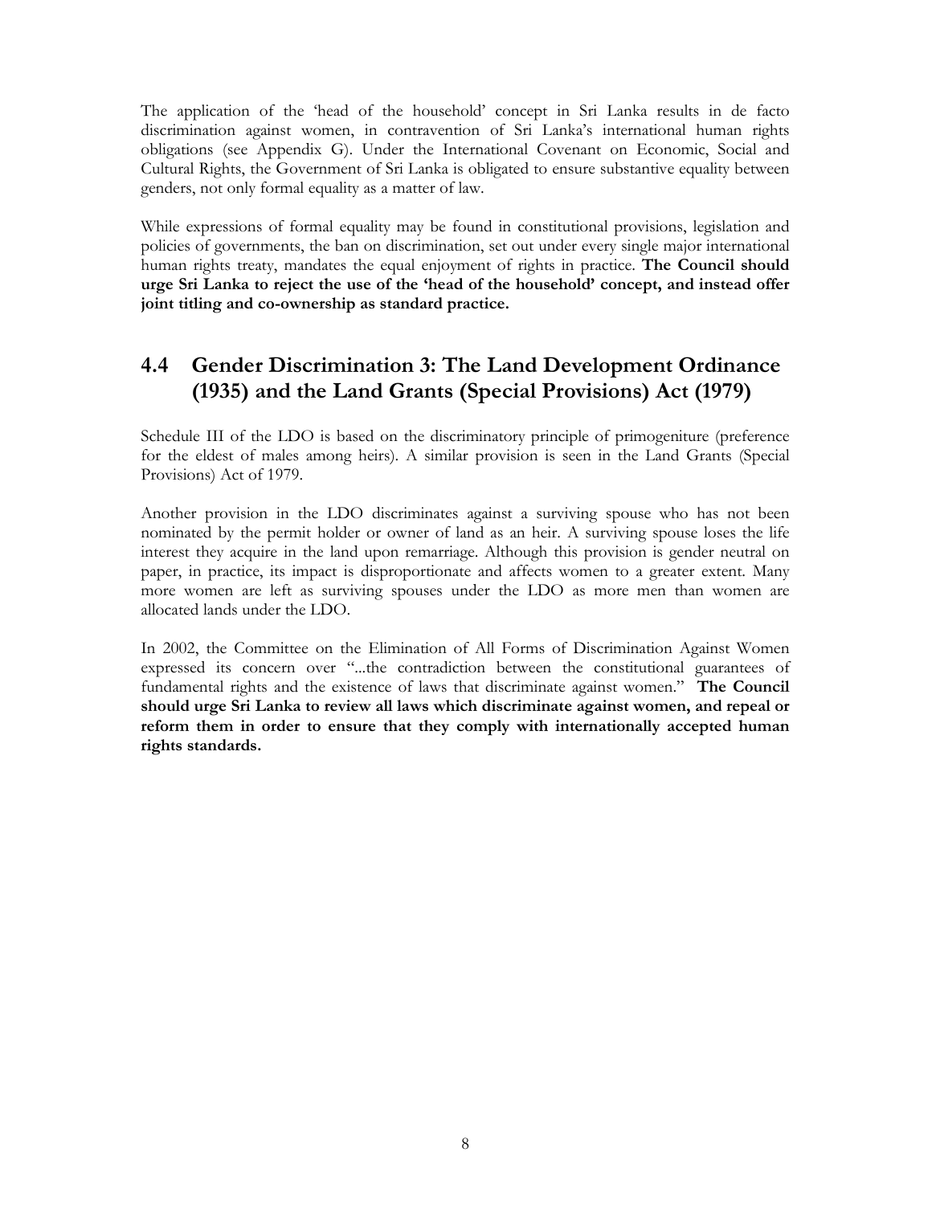The application of the 'head of the household' concept in Sri Lanka results in de facto discrimination against women, in contravention of Sri Lanka's international human rights obligations (see Appendix G). Under the International Covenant on Economic, Social and Cultural Rights, the Government of Sri Lanka is obligated to ensure substantive equality between genders, not only formal equality as a matter of law.

While expressions of formal equality may be found in constitutional provisions, legislation and policies of governments, the ban on discrimination, set out under every single major international human rights treaty, mandates the equal enjoyment of rights in practice. **The Council should urge Sri Lanka to reject the use of the 'head of the household' concept, and instead offer joint titling and co-ownership as standard practice.**

## 4.4 Gender Discrimination 3: The Land Development Ordinance (1935) and the Land Grants (Special Provisions) Act (1979)

Schedule III of the LDO is based on the discriminatory principle of primogeniture (preference for the eldest of males among heirs). A similar provision is seen in the Land Grants (Special Provisions) Act of 1979.

Another provision in the LDO discriminates against a surviving spouse who has not been nominated by the permit holder or owner of land as an heir. A surviving spouse loses the life interest they acquire in the land upon remarriage. Although this provision is gender neutral on paper, in practice, its impact is disproportionate and affects women to a greater extent. Many more women are left as surviving spouses under the LDO as more men than women are allocated lands under the LDO.

In 2002, the Committee on the Elimination of All Forms of Discrimination Against Women expressed its concern over "...the contradiction between the constitutional guarantees of fundamental rights and the existence of laws that discriminate against women." **The Council should urge Sri Lanka to review all laws which discriminate against women, and repeal or reform them in order to ensure that they comply with internationally accepted human rights standards.**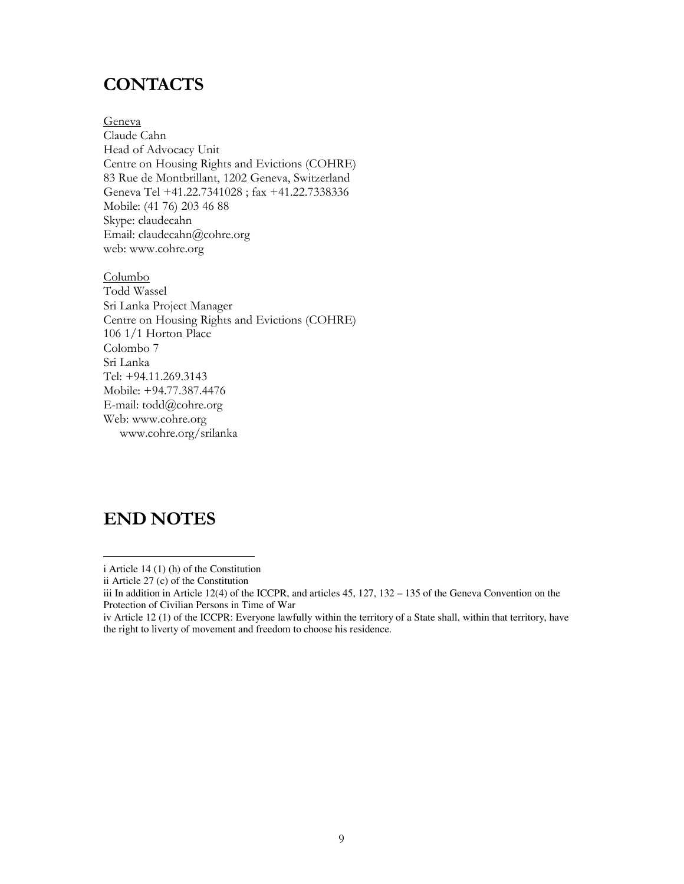# CONTACTS

Geneva
Claude Cahn
Head of Advocacy Unit
Centre on Housing Rights and Evictions (COHRE)
83 Rue de Montbrillant, 1202 Geneva, Switzerland
Geneva Tel +41.22.7341028 ; fax +41.22.7338336
Mobile: (41 76) 203 46 88
Skype: claudecahn
Email: claudecahn@cohre.org
web: www.cohre.org

Columbo
Todd Wassel
Sri Lanka Project Manager
Centre on Housing Rights and Evictions (COHRE)
106 1/1 Horton Place
Colombo 7
Sri Lanka
Tel: +94.11.269.3143
Mobile: +94.77.387.4476
E-mail: todd@cohre.org
Web: www.cohre.org
www.cohre.org/srilanka

# END NOTES

i Article 14 (1) (h) of the Constitution

ii Article 27 (c) of the Constitution

iii In addition in Article 12(4) of the ICCPR, and articles 45, 127, 132 – 135 of the Geneva Convention on the Protection of Civilian Persons in Time of War

iv Article 12 (1) of the ICCPR: Everyone lawfully within the territory of a State shall, within that territory, have the right to liverty of movement and freedom to choose his residence.